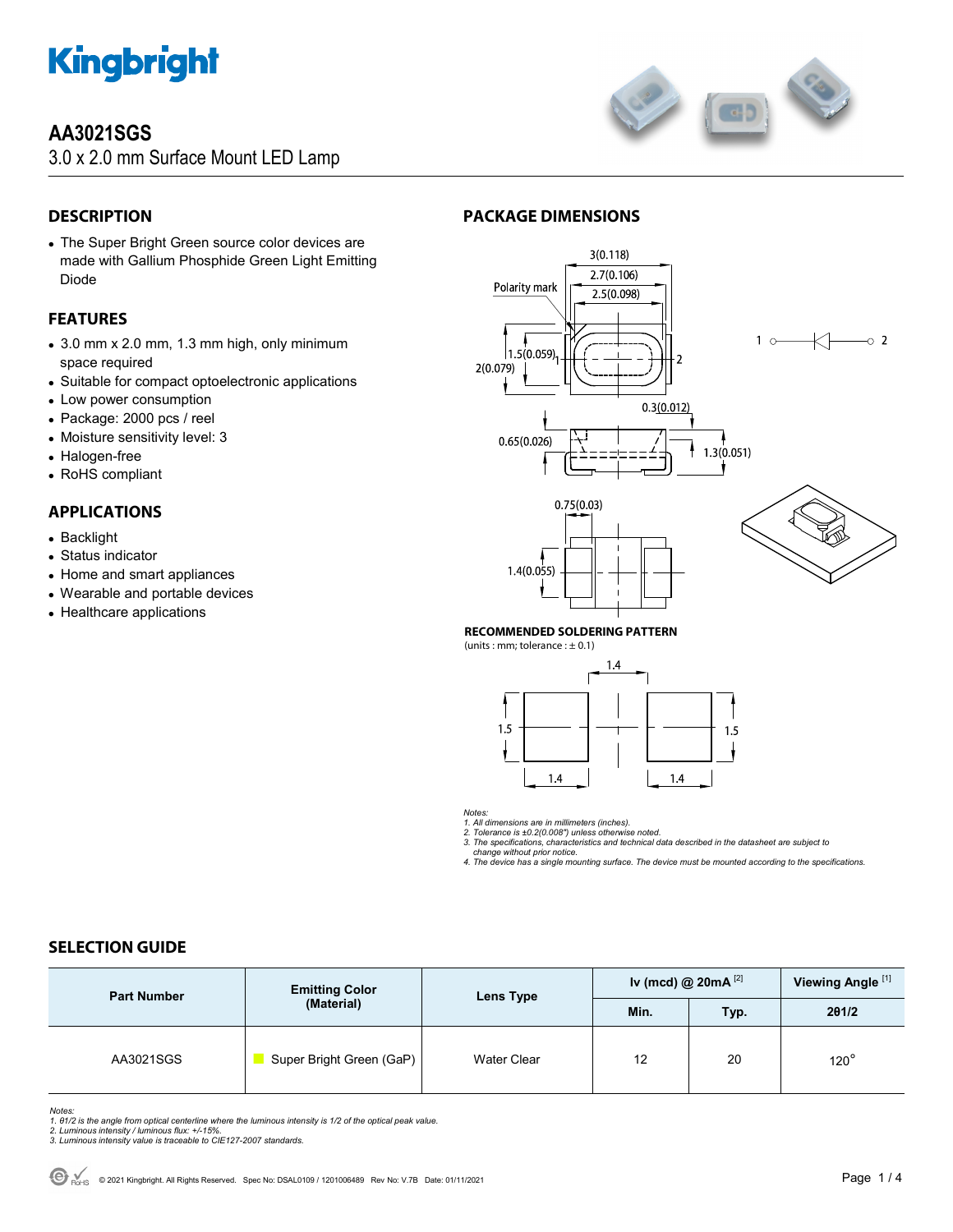# AA3021SGS

3.0 x 2.0 mm Surface Mount LED Lamp

## DESCRIPTION

- The Super Bright Green source color devices are made with Gallium Phosphide Green Light Emitting Diode

## FEATURES

- 3.0 mm x 2.0 mm, 1.3 mm high, only minimum space required
- Suitable for compact optoelectronic applications
- Low power consumption
- Package: 2000 pcs / reel
- Moisture sensitivity level: 3
- Halogen-free
- RoHS compliant

## APPLICATIONS

- Backlight
- Status indicator
- Home and smart appliances
- Wearable and portable devices
- Healthcare applications

## PACKAGE DIMENSIONS

**RECOMMENDED SOLDERING PATTERN**
(units : mm; tolerance : ± 0.1)

*Notes:*
*1. All dimensions are in millimeters (inches).*
*2. Tolerance is ±0.2(0.008") unless otherwise noted.*
*3. The specifications, characteristics and technical data described in the datasheet are subject to change without prior notice.*
*4. The device has a single mounting surface. The device must be mounted according to the specifications.*

## SELECTION GUIDE

| Part Number | Emitting Color (Material) | Lens Type | Iv (mcd) @ 20mA [2] | | Viewing Angle [1] |
|---|---|---|---|---|---|
| | | | Min. | Typ. | 2θ1/2 |
| AA3021SGS | Super Bright Green (GaP) | Water Clear | 12 | 20 | 120° |

*Notes:*
*1. θ1/2 is the angle from optical centerline where the luminous intensity is 1/2 of the optical peak value.*
*2. Luminous intensity / luminous flux: +/-15%.*
*3. Luminous intensity value is traceable to CIE127-2007 standards.*

© 2021 Kingbright. All Rights Reserved. Spec No: DSAL0109 / 1201006489 Rev No: V.7B Date: 01/11/2021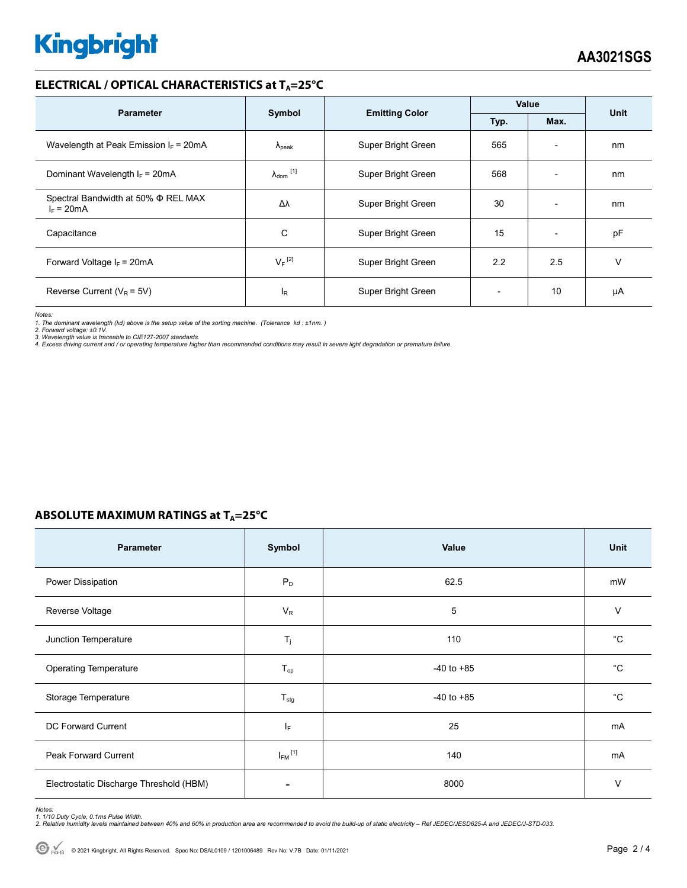## ELECTRICAL / OPTICAL CHARACTERISTICS at $T_A$=25°C

| Parameter | Symbol | Emitting Color | Value | | Unit |
|---|---|---|---|---|---|
| | | | Typ. | Max. | |
| Wavelength at Peak Emission $I_F$ = 20mA | $\lambda_{peak}$ | Super Bright Green | 565 | - | nm |
| Dominant Wavelength $I_F$ = 20mA | $\lambda_{dom}$ [1] | Super Bright Green | 568 | - | nm |
| Spectral Bandwidth at 50% Φ REL MAX $I_F$ = 20mA | Δλ | Super Bright Green | 30 | - | nm |
| Capacitance | C | Super Bright Green | 15 | - | pF |
| Forward Voltage $I_F$ = 20mA | $V_F$ [2] | Super Bright Green | 2.2 | 2.5 | V |
| Reverse Current ($V_R$ = 5V) | $I_R$ | Super Bright Green | - | 10 | μA |

*Notes:*
*1. The dominant wavelength (λd) above is the setup value of the sorting machine. (Tolerance λd : ±1nm. )*
*2. Forward voltage: ±0.1V.*
*3. Wavelength value is traceable to CIE127-2007 standards.*
*4. Excess driving current and / or operating temperature higher than recommended conditions may result in severe light degradation or premature failure.*

## ABSOLUTE MAXIMUM RATINGS at $T_A$=25°C

| Parameter | Symbol | Value | Unit |
|---|---|---|---|
| Power Dissipation | $P_D$ | 62.5 | mW |
| Reverse Voltage | $V_R$ | 5 | V |
| Junction Temperature | $T_j$ | 110 | °C |
| Operating Temperature | $T_{op}$ | -40 to +85 | °C |
| Storage Temperature | $T_{stg}$ | -40 to +85 | °C |
| DC Forward Current | $I_F$ | 25 | mA |
| Peak Forward Current | $I_{FM}$ [1] | 140 | mA |
| Electrostatic Discharge Threshold (HBM) | - | 8000 | V |

*Notes:*
*1. 1/10 Duty Cycle, 0.1ms Pulse Width.*
*2. Relative humidity levels maintained between 40% and 60% in production area are recommended to avoid the build-up of static electricity – Ref JEDEC/JESD625-A and JEDEC/J-STD-033.*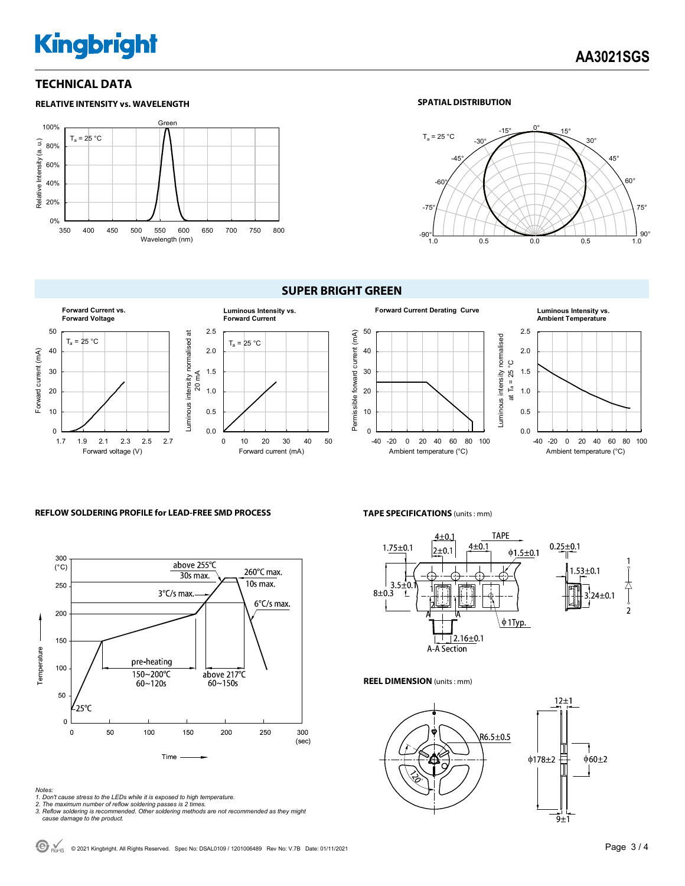## TECHNICAL DATA

### RELATIVE INTENSITY vs. WAVELENGTH

$T_a$ = 25 °C

Green

Relative Intensity (a. u.)

Wavelength (nm)

### SPATIAL DISTRIBUTION

$T_a$ = 25 °C

## SUPER BRIGHT GREEN

**Forward Current vs. Forward Voltage**

$T_a$ = 25 °C

Forward current (mA)

Forward voltage (V)

**Luminous Intensity vs. Forward Current**

$T_a$ = 25 °C

Luminous intensity normalised at 20 mA

Forward current (mA)

**Forward Current Derating Curve**

Permissible forward current (mA)

Ambient temperature (°C)

**Luminous Intensity vs. Ambient Temperature**

Luminous intensity normalised at $T_a$ = 25 °C

Ambient temperature (°C)

### REFLOW SOLDERING PROFILE for LEAD-FREE SMD PROCESS

- above 255°C 30s max.
- 260°C max. 10s max.
- 3°C/s max.
- 6°C/s max.
- pre-heating 150~200°C 60~120s
- above 217°C 60~150s
- 25°C

Temperature (°C)

Time (sec)

### TAPE SPECIFICATIONS (units : mm)

### REEL DIMENSION (units : mm)

*Notes:*

*1. Don't cause stress to the LEDs while it is exposed to high temperature.*

*2. The maximum number of reflow soldering passes is 2 times.*

*3. Reflow soldering is recommended. Other soldering methods are not recommended as they might cause damage to the product.*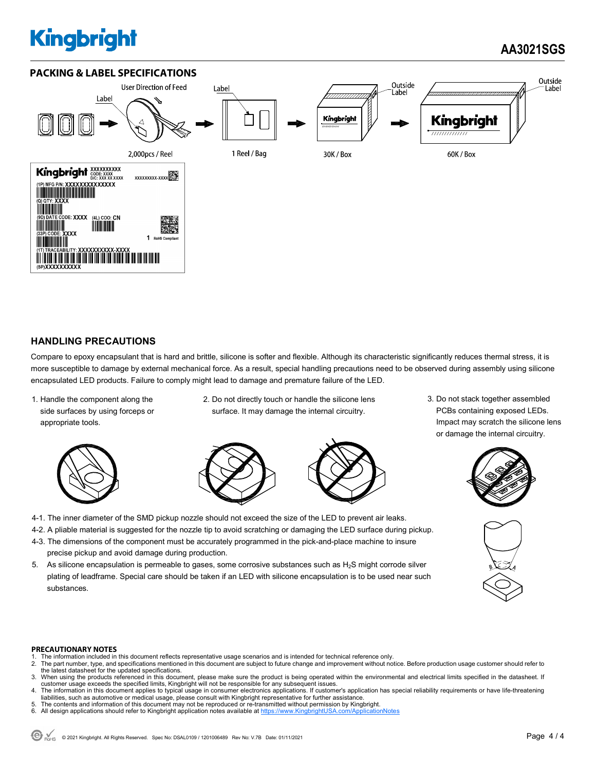## PACKING & LABEL SPECIFICATIONS

User Direction of Feed

Label

Label

Outside Label

Outside Label

2,000pcs / Reel

1 Reel / Bag

30K / Box

60K / Box

Kingbright XXXXXXXXX CODE: XXXX D/C: XXX XX XXXX XXXXXXXXX-XXXX

(1P) MFG P/N: XXXXXXXXXXXXX

(Q) QTY: XXXX

(9D) DATE CODE: XXXX (4L) COO: CN

(33P) CODE: XXXX

1 RoHS Compliant

(1T) TRACEABILITY: XXXXXXXXXX-XXXX

(SP)XXXXXXXXXX

## HANDLING PRECAUTIONS

Compare to epoxy encapsulant that is hard and brittle, silicone is softer and flexible. Although its characteristic significantly reduces thermal stress, it is more susceptible to damage by external mechanical force. As a result, special handling precautions need to be observed during assembly using silicone encapsulated LED products. Failure to comply might lead to damage and premature failure of the LED.

1. Handle the component along the side surfaces by using forceps or appropriate tools.
2. Do not directly touch or handle the silicone lens surface. It may damage the internal circuitry.
3. Do not stack together assembled PCBs containing exposed LEDs. Impact may scratch the silicone lens or damage the internal circuitry.

4-1. The inner diameter of the SMD pickup nozzle should not exceed the size of the LED to prevent air leaks.

4-2. A pliable material is suggested for the nozzle tip to avoid scratching or damaging the LED surface during pickup.

4-3. The dimensions of the component must be accurately programmed in the pick-and-place machine to insure precise pickup and avoid damage during production.

5. As silicone encapsulation is permeable to gases, some corrosive substances such as $H_2S$ might corrode silver plating of leadframe. Special care should be taken if an LED with silicone encapsulation is to be used near such substances.

B A

### PRECAUTIONARY NOTES

1. The information included in this document reflects representative usage scenarios and is intended for technical reference only.
2. The part number, type, and specifications mentioned in this document are subject to future change and improvement without notice. Before production usage customer should refer to the latest datasheet for the updated specifications.
3. When using the products referenced in this document, please make sure the product is being operated within the environmental and electrical limits specified in the datasheet. If customer usage exceeds the specified limits, Kingbright will not be responsible for any subsequent issues.
4. The information in this document applies to typical usage in consumer electronics applications. If customer's application has special reliability requirements or have life-threatening liabilities, such as automotive or medical usage, please consult with Kingbright representative for further assistance.
5. The contents and information of this document may not be reproduced or re-transmitted without permission by Kingbright.
6. All design applications should refer to Kingbright application notes available at https://www.KingbrightUSA.com/ApplicationNotes

© 2021 Kingbright. All Rights Reserved. Spec No: DSAL0109 / 1201006489 Rev No: V.7B Date: 01/11/2021